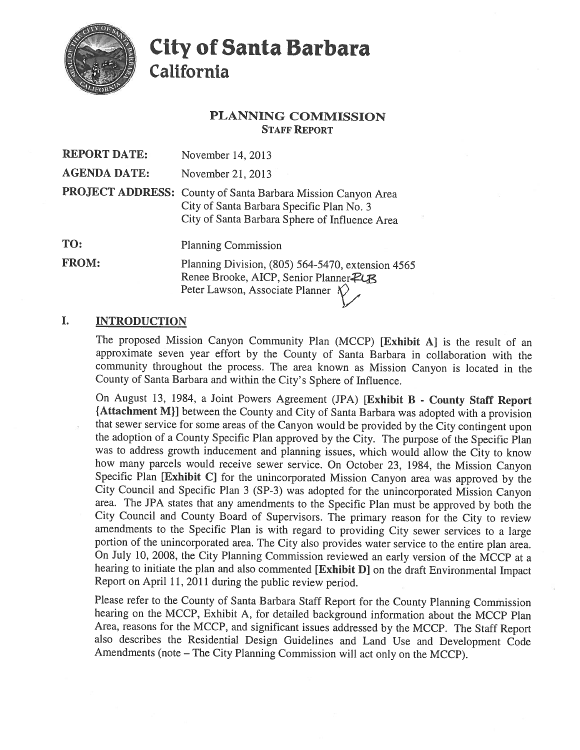# City of Santa Barbara
## California

### PLANNING COMMISSION
#### STAFF REPORT

| | |
|---|---|
| **REPORT DATE:** | November 14, 2013 |
| **AGENDA DATE:** | November 21, 2013 |
| **PROJECT ADDRESS:** | County of Santa Barbara Mission Canyon Area<br>City of Santa Barbara Specific Plan No. 3<br>City of Santa Barbara Sphere of Influence Area |
| **TO:** | Planning Commission |
| **FROM:** | Planning Division, (805) 564-5470, extension 4565<br>Renee Brooke, AICP, Senior Planner RLB<br>Peter Lawson, Associate Planner |

## I. INTRODUCTION

The proposed Mission Canyon Community Plan (MCCP) **[Exhibit A]** is the result of an approximate seven year effort by the County of Santa Barbara in collaboration with the community throughout the process. The area known as Mission Canyon is located in the County of Santa Barbara and within the City's Sphere of Influence.

On August 13, 1984, a Joint Powers Agreement (JPA) **[Exhibit B - County Staff Report {Attachment M}]** between the County and City of Santa Barbara was adopted with a provision that sewer service for some areas of the Canyon would be provided by the City contingent upon the adoption of a County Specific Plan approved by the City. The purpose of the Specific Plan was to address growth inducement and planning issues, which would allow the City to know how many parcels would receive sewer service. On October 23, 1984, the Mission Canyon Specific Plan **[Exhibit C]** for the unincorporated Mission Canyon area was approved by the City Council and Specific Plan 3 (SP-3) was adopted for the unincorporated Mission Canyon area. The JPA states that any amendments to the Specific Plan must be approved by both the City Council and County Board of Supervisors. The primary reason for the City to review amendments to the Specific Plan is with regard to providing City sewer services to a large portion of the unincorporated area. The City also provides water service to the entire plan area. On July 10, 2008, the City Planning Commission reviewed an early version of the MCCP at a hearing to initiate the plan and also commented **[Exhibit D]** on the draft Environmental Impact Report on April 11, 2011 during the public review period.

Please refer to the County of Santa Barbara Staff Report for the County Planning Commission hearing on the MCCP, Exhibit A, for detailed background information about the MCCP Plan Area, reasons for the MCCP, and significant issues addressed by the MCCP. The Staff Report also describes the Residential Design Guidelines and Land Use and Development Code Amendments (note – The City Planning Commission will act only on the MCCP).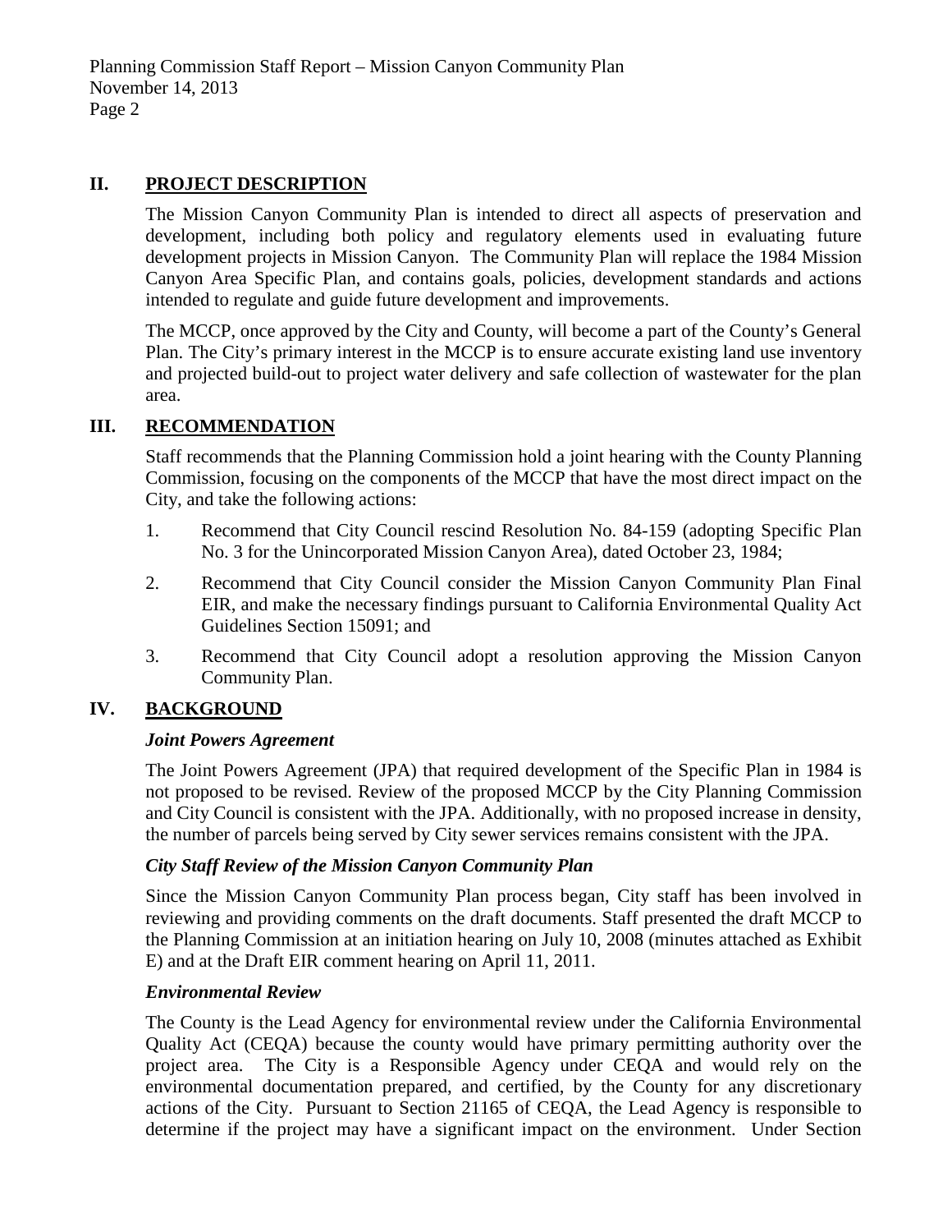## II. PROJECT DESCRIPTION

The Mission Canyon Community Plan is intended to direct all aspects of preservation and development, including both policy and regulatory elements used in evaluating future development projects in Mission Canyon. The Community Plan will replace the 1984 Mission Canyon Area Specific Plan, and contains goals, policies, development standards and actions intended to regulate and guide future development and improvements.

The MCCP, once approved by the City and County, will become a part of the County's General Plan. The City's primary interest in the MCCP is to ensure accurate existing land use inventory and projected build-out to project water delivery and safe collection of wastewater for the plan area.

## III. RECOMMENDATION

Staff recommends that the Planning Commission hold a joint hearing with the County Planning Commission, focusing on the components of the MCCP that have the most direct impact on the City, and take the following actions:

1. Recommend that City Council rescind Resolution No. 84-159 (adopting Specific Plan No. 3 for the Unincorporated Mission Canyon Area), dated October 23, 1984;
2. Recommend that City Council consider the Mission Canyon Community Plan Final EIR, and make the necessary findings pursuant to California Environmental Quality Act Guidelines Section 15091; and
3. Recommend that City Council adopt a resolution approving the Mission Canyon Community Plan.

## IV. BACKGROUND

### *Joint Powers Agreement*

The Joint Powers Agreement (JPA) that required development of the Specific Plan in 1984 is not proposed to be revised. Review of the proposed MCCP by the City Planning Commission and City Council is consistent with the JPA. Additionally, with no proposed increase in density, the number of parcels being served by City sewer services remains consistent with the JPA.

### *City Staff Review of the Mission Canyon Community Plan*

Since the Mission Canyon Community Plan process began, City staff has been involved in reviewing and providing comments on the draft documents. Staff presented the draft MCCP to the Planning Commission at an initiation hearing on July 10, 2008 (minutes attached as Exhibit E) and at the Draft EIR comment hearing on April 11, 2011.

### *Environmental Review*

The County is the Lead Agency for environmental review under the California Environmental Quality Act (CEQA) because the county would have primary permitting authority over the project area. The City is a Responsible Agency under CEQA and would rely on the environmental documentation prepared, and certified, by the County for any discretionary actions of the City. Pursuant to Section 21165 of CEQA, the Lead Agency is responsible to determine if the project may have a significant impact on the environment. Under Section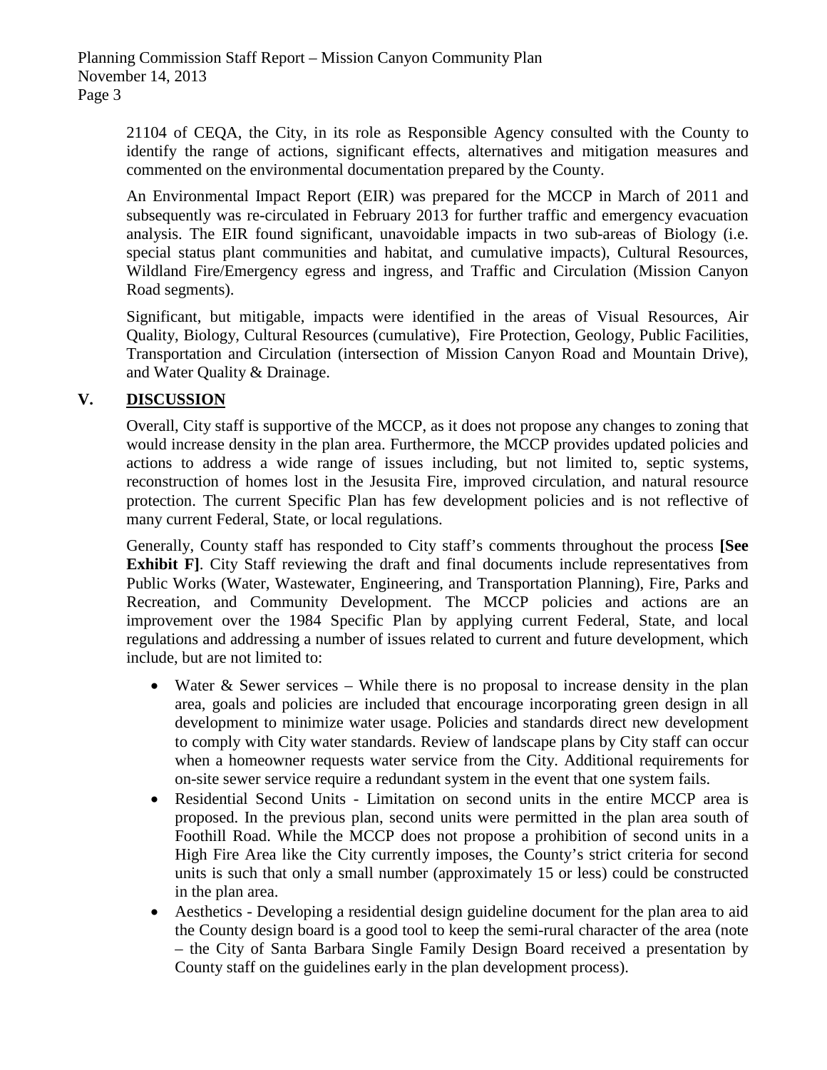21104 of CEQA, the City, in its role as Responsible Agency consulted with the County to identify the range of actions, significant effects, alternatives and mitigation measures and commented on the environmental documentation prepared by the County.

An Environmental Impact Report (EIR) was prepared for the MCCP in March of 2011 and subsequently was re-circulated in February 2013 for further traffic and emergency evacuation analysis. The EIR found significant, unavoidable impacts in two sub-areas of Biology (i.e. special status plant communities and habitat, and cumulative impacts), Cultural Resources, Wildland Fire/Emergency egress and ingress, and Traffic and Circulation (Mission Canyon Road segments).

Significant, but mitigable, impacts were identified in the areas of Visual Resources, Air Quality, Biology, Cultural Resources (cumulative), Fire Protection, Geology, Public Facilities, Transportation and Circulation (intersection of Mission Canyon Road and Mountain Drive), and Water Quality & Drainage.

## V. DISCUSSION

Overall, City staff is supportive of the MCCP, as it does not propose any changes to zoning that would increase density in the plan area. Furthermore, the MCCP provides updated policies and actions to address a wide range of issues including, but not limited to, septic systems, reconstruction of homes lost in the Jesusita Fire, improved circulation, and natural resource protection. The current Specific Plan has few development policies and is not reflective of many current Federal, State, or local regulations.

Generally, County staff has responded to City staff's comments throughout the process **[See Exhibit F]**. City Staff reviewing the draft and final documents include representatives from Public Works (Water, Wastewater, Engineering, and Transportation Planning), Fire, Parks and Recreation, and Community Development. The MCCP policies and actions are an improvement over the 1984 Specific Plan by applying current Federal, State, and local regulations and addressing a number of issues related to current and future development, which include, but are not limited to:

- Water & Sewer services – While there is no proposal to increase density in the plan area, goals and policies are included that encourage incorporating green design in all development to minimize water usage. Policies and standards direct new development to comply with City water standards. Review of landscape plans by City staff can occur when a homeowner requests water service from the City. Additional requirements for on-site sewer service require a redundant system in the event that one system fails.
- Residential Second Units - Limitation on second units in the entire MCCP area is proposed. In the previous plan, second units were permitted in the plan area south of Foothill Road. While the MCCP does not propose a prohibition of second units in a High Fire Area like the City currently imposes, the County's strict criteria for second units is such that only a small number (approximately 15 or less) could be constructed in the plan area.
- Aesthetics - Developing a residential design guideline document for the plan area to aid the County design board is a good tool to keep the semi-rural character of the area (note – the City of Santa Barbara Single Family Design Board received a presentation by County staff on the guidelines early in the plan development process).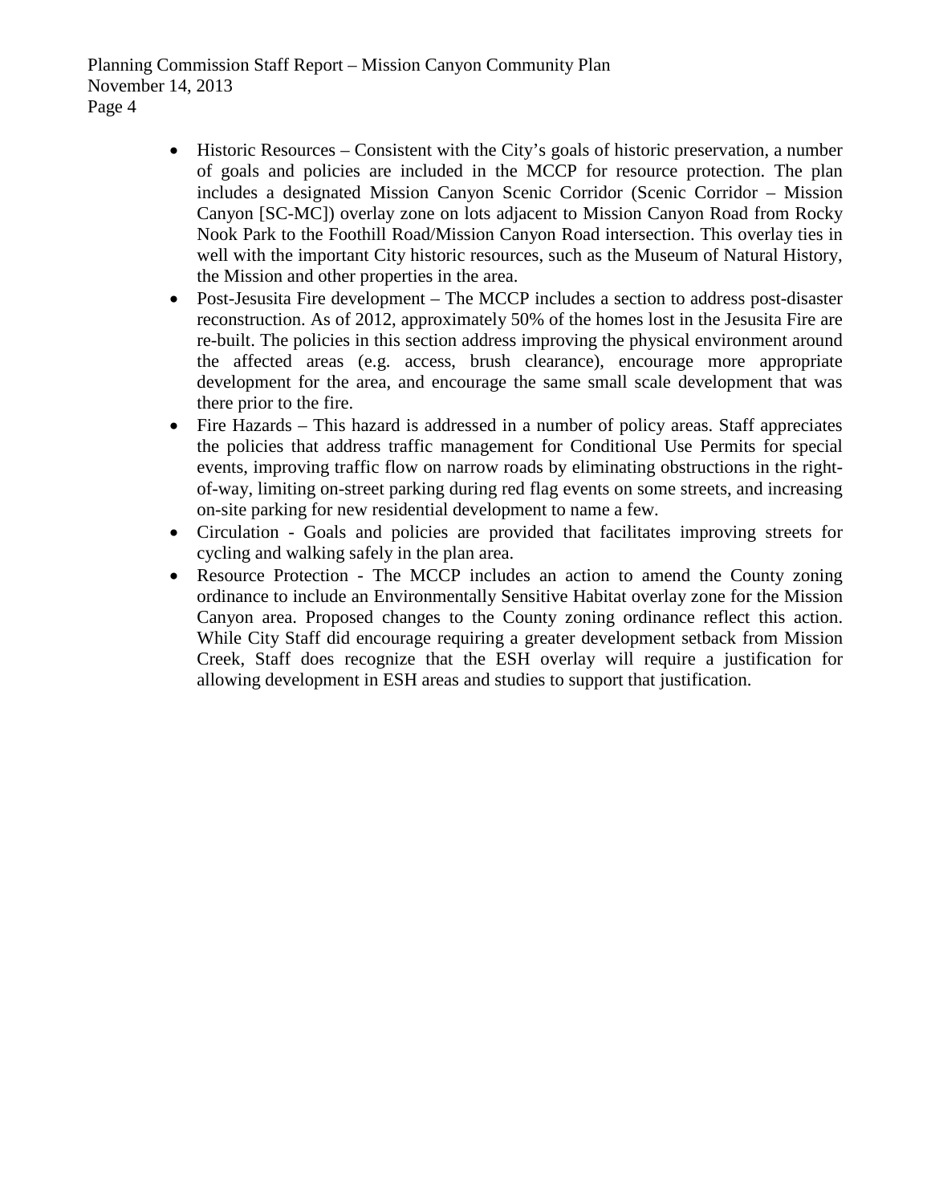- Historic Resources – Consistent with the City's goals of historic preservation, a number of goals and policies are included in the MCCP for resource protection. The plan includes a designated Mission Canyon Scenic Corridor (Scenic Corridor – Mission Canyon [SC-MC]) overlay zone on lots adjacent to Mission Canyon Road from Rocky Nook Park to the Foothill Road/Mission Canyon Road intersection. This overlay ties in well with the important City historic resources, such as the Museum of Natural History, the Mission and other properties in the area.
- Post-Jesusita Fire development – The MCCP includes a section to address post-disaster reconstruction. As of 2012, approximately 50% of the homes lost in the Jesusita Fire are re-built. The policies in this section address improving the physical environment around the affected areas (e.g. access, brush clearance), encourage more appropriate development for the area, and encourage the same small scale development that was there prior to the fire.
- Fire Hazards – This hazard is addressed in a number of policy areas. Staff appreciates the policies that address traffic management for Conditional Use Permits for special events, improving traffic flow on narrow roads by eliminating obstructions in the right-of-way, limiting on-street parking during red flag events on some streets, and increasing on-site parking for new residential development to name a few.
- Circulation - Goals and policies are provided that facilitates improving streets for cycling and walking safely in the plan area.
- Resource Protection - The MCCP includes an action to amend the County zoning ordinance to include an Environmentally Sensitive Habitat overlay zone for the Mission Canyon area. Proposed changes to the County zoning ordinance reflect this action. While City Staff did encourage requiring a greater development setback from Mission Creek, Staff does recognize that the ESH overlay will require a justification for allowing development in ESH areas and studies to support that justification.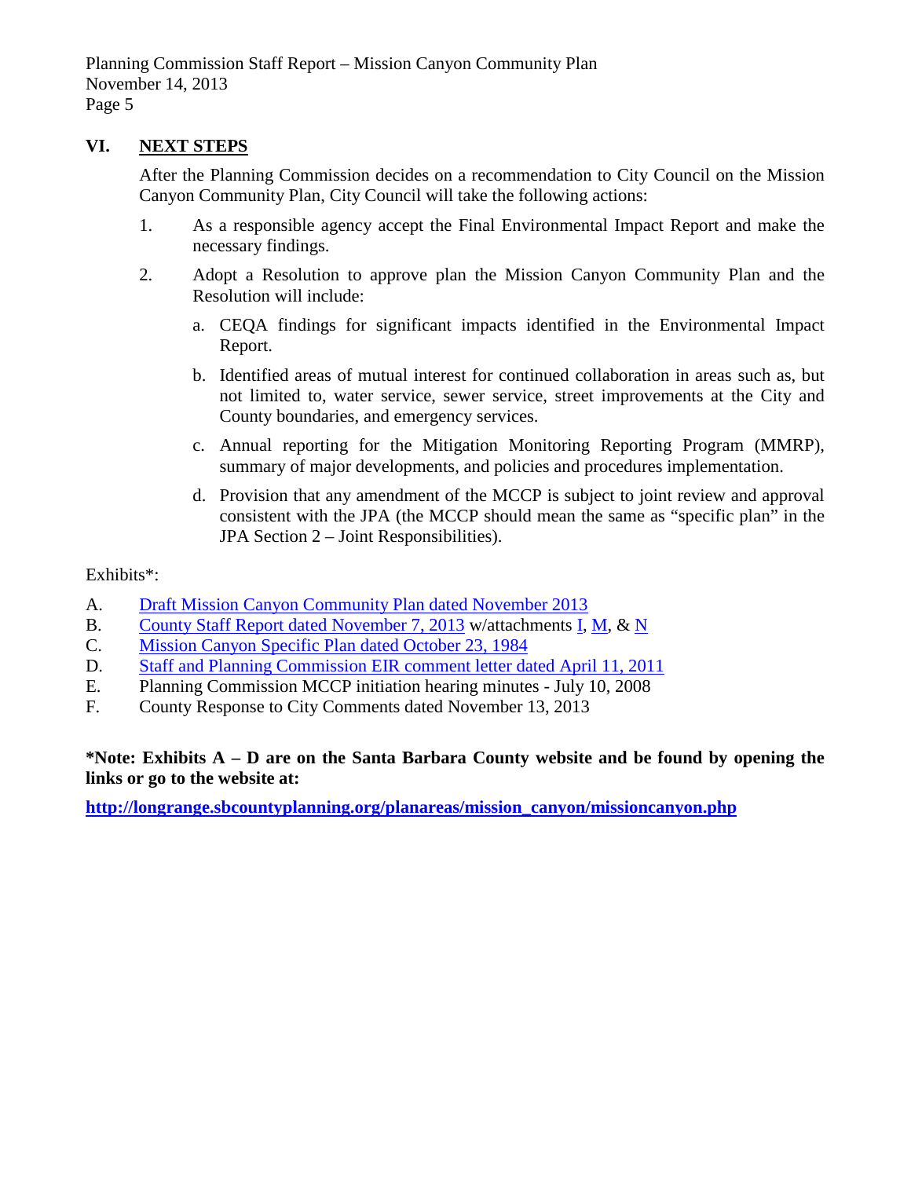## VI. NEXT STEPS

After the Planning Commission decides on a recommendation to City Council on the Mission Canyon Community Plan, City Council will take the following actions:

1. As a responsible agency accept the Final Environmental Impact Report and make the necessary findings.
2. Adopt a Resolution to approve plan the Mission Canyon Community Plan and the Resolution will include:
   a. CEQA findings for significant impacts identified in the Environmental Impact Report.
   b. Identified areas of mutual interest for continued collaboration in areas such as, but not limited to, water service, sewer service, street improvements at the City and County boundaries, and emergency services.
   c. Annual reporting for the Mitigation Monitoring Reporting Program (MMRP), summary of major developments, and policies and procedures implementation.
   d. Provision that any amendment of the MCCP is subject to joint review and approval consistent with the JPA (the MCCP should mean the same as "specific plan" in the JPA Section 2 – Joint Responsibilities).

Exhibits*:

A. Draft Mission Canyon Community Plan dated November 2013
B. County Staff Report dated November 7, 2013 w/attachments I, M, & N
C. Mission Canyon Specific Plan dated October 23, 1984
D. Staff and Planning Commission EIR comment letter dated April 11, 2011
E. Planning Commission MCCP initiation hearing minutes - July 10, 2008
F. County Response to City Comments dated November 13, 2013

**\*Note: Exhibits A – D are on the Santa Barbara County website and be found by opening the links or go to the website at:**

**http://longrange.sbcountyplanning.org/planareas/mission_canyon/missioncanyon.php**